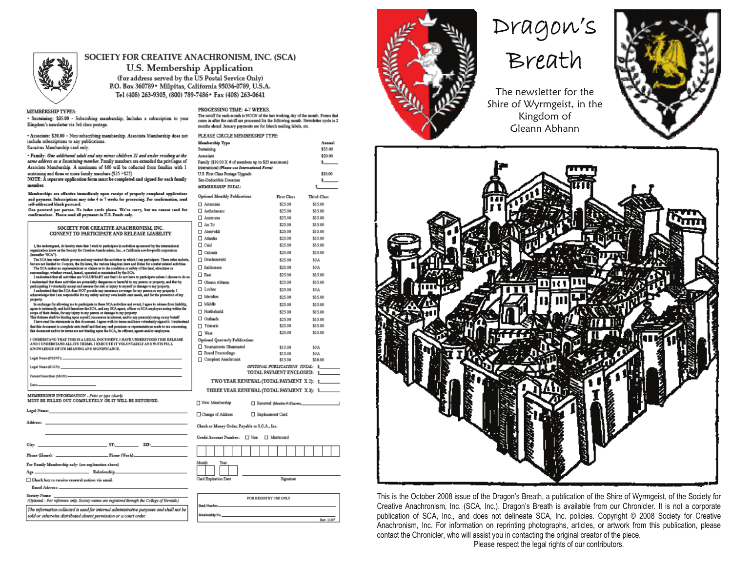# SOCIETY FOR CREATIVE ANACHRONISM, INC. (SCA)

## U.S. Membership Application

(For address served by the US Postal Service Only)
P.O. Box 360789 • Milpitas, California 95036-0789, U.S.A.
Tel (408) 263-9305, (800) 789-7486 • Fax (408) 263-0641

MEMBERSHIP TYPES:

• Sustaining: $35.00 - Subscribing membership; Includes a subscription to your Kingdom's newsletter via 3rd class postage.

• Associate: $20.00 – Non-subscribing membership. Associate Membership does not include subscriptions to any publications.
Receives Membership card only.

• Family: *One additional adult and any minor children 21 and under residing at the same address as a Sustaining member.* Family members are extended the privileges of Associate Membership. A maximum of $60 will be collected from families with 1 sustaining and three or more family members ($35 +$25)
NOTE: A separate application form must be completed and signed for each family member.

**Memberships are effective immediately upon receipt of properly completed applications and payment. Subscriptions may take 4 to 7 weeks for processing. For confirmation, send self-addressed blank postcard.**
**One postcard per person. No index cards please. We're sorry, but we cannot send fax confirmations. Please send all payments in U.S. Funds only.**

### SOCIETY FOR CREATIVE ANACHRONISM, INC. CONSENT TO PARTICIPATE AND RELEASE LIABILITY

I, the undersigned, do hereby state that I wish to participate in activities sponsored by the international organization known as the Society for Creative Anachronism, Inc., a California not-for-profit corporation (hereafter "SCA").

The SCA has rules which govern and may restrict the activities in which I can participate. These rules include, but are not limited to: Corpora, the By-laws, the various kingdom laws and Rules for combat related activities.

The SCA makes no representations or claims as to the condition or safety of the land, structures or surroundings, whether owned, leased, operated or maintained by the SCA.

I understand that all activities are VOLUNTARY and that I do not have to participate unless I choose to do so. I understand that these activities are potentially dangerous or harmful to my person or property, and that by participating I voluntarily accept and assume the risk or injury to myself or damage to my property.

I understand that the SCA does NOT provide any insurance coverage for my person or my property. I acknowledge that I am responsible for my safety and my own health care needs, and for the protection of my property.

In exchange for allowing me to participate in these SCA activities and event, I agree to release from liability, agree to indemnify, and hold harmless the SCA, and any SCA agent, officer or SCA employee acting within the scope of their duties, for any injury to my person or damage to my property.

This Release shall be binding upon myself, successors in interest, and/or any person(s) suing on my behalf.

I have read the statements in this document. I agree with its terms and have voluntarily signed it. I understand that this document is complete unto itself and that any oral promises or representations made to me concerning this document and/or its terms are not binding upon the SCA, its officers, agents and/or employees.

I UNDERSTAND THAT THIS IS A LEGAL DOCUMENT. I HAVE UNDERSTOOD THIS RELEASE AND I UNDERSTAND ALL ITS TERMS. I EXECUTE IT VOLUNTARILY AND WITH FULL KNOWLEDGE OF ITS MEANING AND SIGNIFICANCE.

Legal Name (PRINT): ______________________

Legal Name (SIGN): ______________________

Parent/Guardian (SIGN): ______________________

Date: ______________________

MEMBERSHIP INFORMATION - *Print or type clearly.*
MUST BE FILLED OUT COMPLETELY OR IT WILL BE RETURNED.

Legal Name: ______________________

Address: ______________________

City: ____________ ST: ______ ZIP: ______

Phone (Home): ____________ Phone (Work): ____________

For Family Membership only: (see explanation above)

Age ______ Relationship ______________

☐ Check box to receive renewal notices via email.

Email Address: ______________________

Society Name: ______________________
*(Optional - For reference only. Society names are registered through the College of Heralds.)*

*The information collected is used for internal administrative purposes and shall not be sold or otherwise distributed absent permission or a court order.*

PROCESSING TIME: 4-7 WEEKS.
The cutoff for each month is NOON of the last working day of the month. Forms that come in after the cutoff are processed for the following month. Newsletter cycle is 2 months ahead: January payments are for March mailing labels, etc.

PLEASE CIRCLE MEMBERSHIP TYPE:

| Membership Type | Annual |
|---|---|
| Sustaining | $35.00 |
| Associate | $20.00 |
| Family ($10.00 X # of members up to $25 maximum) | $______ |
| International *(Please use International Form)* | |
| U.S. First Class Postage Upgrade | $10.00 |
| Tax-Deductible Donation | $______ |
| *MEMBERSHIP TOTAL:* | $______ |

| Optional Monthly Publications | First Class | Third Class |
|---|---|---|
| ☐ Artemisia | $25.00 | $15.00 |
| ☐ Aethelmearc | $25.00 | $15.00 |
| ☐ Ansteorra | $25.00 | $15.00 |
| ☐ An Tir | $25.00 | $15.00 |
| ☐ Atenveldt | $25.00 | $15.00 |
| ☐ Atlantia | $25.00 | $15.00 |
| ☐ Caid | $25.00 | $15.00 |
| ☐ Calontir | $25.00 | $15.00 |
| ☐ Drachenwald | $25.00 | N/A |
| ☐ Ealdormere | $25.00 | N/A |
| ☐ East | $25.00 | $15.00 |
| ☐ Gleann Abhann | $25.00 | $15.00 |
| ☐ Lochac | $25.00 | N/A |
| ☐ Meridies | $25.00 | $15.00 |
| ☐ Middle | $25.00 | $15.00 |
| ☐ Northshield | $25.00 | $15.00 |
| ☐ Outlands | $25.00 | $15.00 |
| ☐ Trimaris | $25.00 | $15.00 |
| ☐ West | $25.00 | $15.00 |
| **Optional Quarterly Publications** | | |
| ☐ Tournaments Illuminated | $15.00 | N/A |
| ☐ Board Proceedings | $15.00 | N/A |
| ☐ Compleat Anachronist | $15.00 | $10.00 |

*OPTIONAL PUBLICATIONS TOTAL:* $______
TOTAL PAYMENT ENCLOSED: $______
TWO YEAR RENEWAL (TOTAL PAYMENT X 2): $______
THREE YEAR RENEWAL (TOTAL PAYMENT X 3): $______

☐ New Membership ☐ Renewal (Member # if known ______________)

☐ Change of Address ☐ Replacement Card

Check or Money Order, Payable to S.C.A., Inc.

Credit Account Number: ☐ Visa ☐ Mastercard

Month / Year — Card Expiration Date

Signature ______________________

FOR REGISTRY USE ONLY
Bank Number ______________________
Membership No. ______________________

Rev. 11/07

# Dragon's Breath

The newsletter for the Shire of Wyrmgeist, in the Kingdom of Gleann Abhann

This is the October 2008 issue of the Dragon's Breath, a publication of the Shire of Wyrmgeist, of the Society for Creative Anachronism, Inc. (SCA, Inc.). Dragon's Breath is available from our Chronicler. It is not a corporate publication of SCA, Inc., and does not delineate SCA, Inc. policies. Copyright © 2008 Society for Creative Anachronism, Inc. For information on reprinting photographs, articles, or artwork from this publication, please contact the Chronicler, who will assist you in contacting the original creator of the piece.

Please respect the legal rights of our contributors.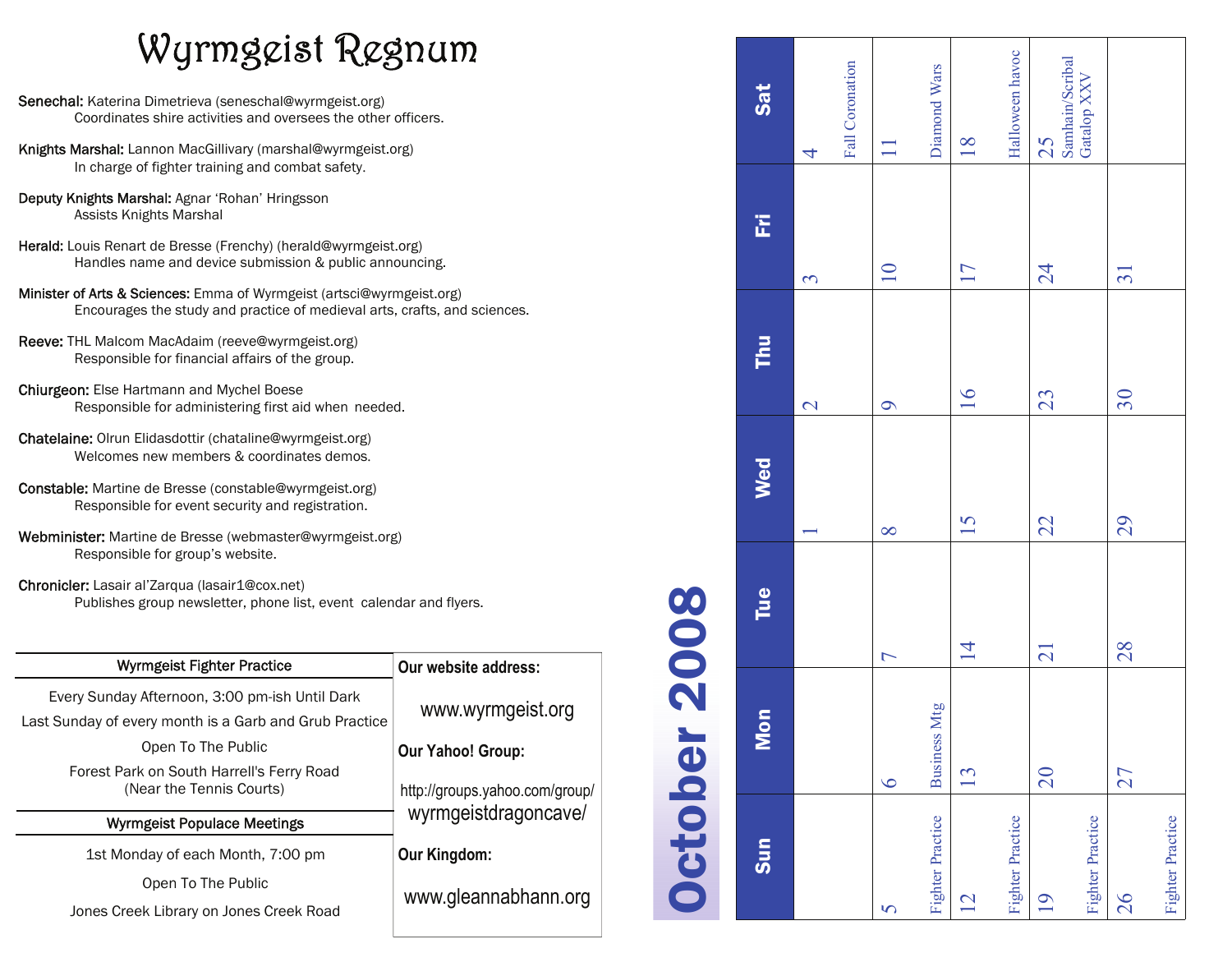# Wyrmgeist Regnum

**Senechal:** Katerina Dimetrieva (seneschal@wyrmgeist.org)
Coordinates shire activities and oversees the other officers.

**Knights Marshal:** Lannon MacGillivary (marshal@wyrmgeist.org)
In charge of fighter training and combat safety.

**Deputy Knights Marshal:** Agnar 'Rohan' Hringsson
Assists Knights Marshal

**Herald:** Louis Renart de Bresse (Frenchy) (herald@wyrmgeist.org)
Handles name and device submission & public announcing.

**Minister of Arts & Sciences:** Emma of Wyrmgeist (artsci@wyrmgeist.org)
Encourages the study and practice of medieval arts, crafts, and sciences.

**Reeve:** THL Malcom MacAdaim (reeve@wyrmgeist.org)
Responsible for financial affairs of the group.

**Chiurgeon:** Else Hartmann and Mychel Boese
Responsible for administering first aid when needed.

**Chatelaine:** Olrun Elidasdottir (chataline@wyrmgeist.org)
Welcomes new members & coordinates demos.

**Constable:** Martine de Bresse (constable@wyrmgeist.org)
Responsible for event security and registration.

**Webminister:** Martine de Bresse (webmaster@wyrmgeist.org)
Responsible for group's website.

**Chronicler:** Lasair al'Zarqua (lasair1@cox.net)
Publishes group newsletter, phone list, event calendar and flyers.

## Wyrmgeist Fighter Practice

Every Sunday Afternoon, 3:00 pm-ish Until Dark

Last Sunday of every month is a Garb and Grub Practice

Open To The Public

Forest Park on South Harrell's Ferry Road
(Near the Tennis Courts)

## Wyrmgeist Populace Meetings

1st Monday of each Month, 7:00 pm

Open To The Public

Jones Creek Library on Jones Creek Road

**Our website address:**

www.wyrmgeist.org

**Our Yahoo! Group:**

http://groups.yahoo.com/group/wyrmgeistdragoncave/

**Our Kingdom:**

www.gleannabhann.org

# October 2008

| Sun | Mon | Tue | Wed | Thu | Fri | Sat |
|---|---|---|---|---|---|---|
| | | | 1 | 2 | 3 | 4 Fall Coronation |
| 5 Fighter Practice | 6 Business Mtg | 7 | 8 | 9 | 10 | 11 Diamond Wars |
| 12 Fighter Practice | 13 | 14 | 15 | 16 | 17 | 18 Halloween havoc |
| 19 Fighter Practice | 20 | 21 | 22 | 23 | 24 | 25 Samhain/Scribal Gatalop XXV |
| 26 Fighter Practice | 27 | 28 | 29 | 30 | 31 | |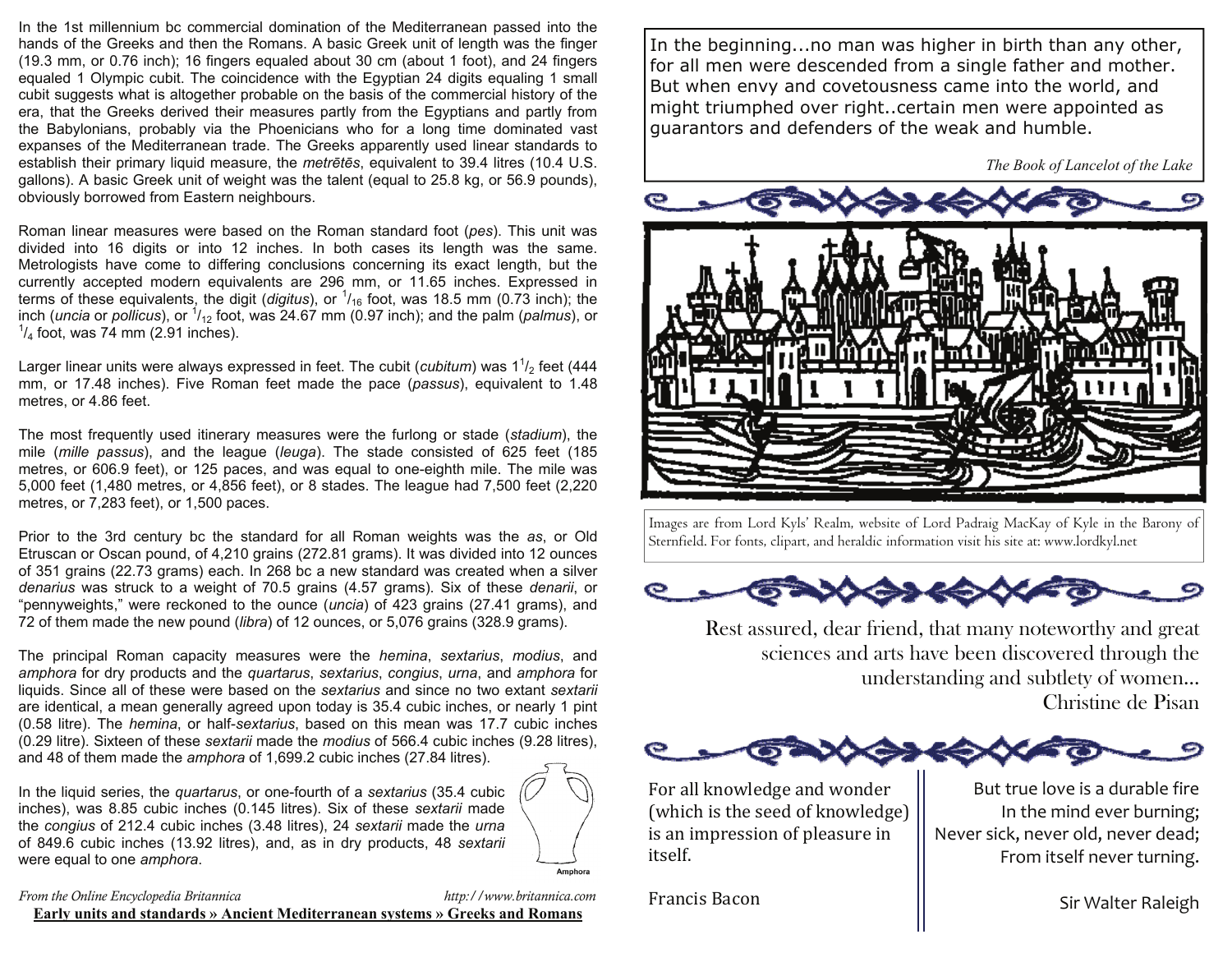In the 1st millennium bc commercial domination of the Mediterranean passed into the hands of the Greeks and then the Romans. A basic Greek unit of length was the finger (19.3 mm, or 0.76 inch); 16 fingers equaled about 30 cm (about 1 foot), and 24 fingers equaled 1 Olympic cubit. The coincidence with the Egyptian 24 digits equaling 1 small cubit suggests what is altogether probable on the basis of the commercial history of the era, that the Greeks derived their measures partly from the Egyptians and partly from the Babylonians, probably via the Phoenicians who for a long time dominated vast expanses of the Mediterranean trade. The Greeks apparently used linear standards to establish their primary liquid measure, the *metrētēs*, equivalent to 39.4 litres (10.4 U.S. gallons). A basic Greek unit of weight was the talent (equal to 25.8 kg, or 56.9 pounds), obviously borrowed from Eastern neighbours.

Roman linear measures were based on the Roman standard foot (*pes*). This unit was divided into 16 digits or into 12 inches. In both cases its length was the same. Metrologists have come to differing conclusions concerning its exact length, but the currently accepted modern equivalents are 296 mm, or 11.65 inches. Expressed in terms of these equivalents, the digit (*digitus*), or $^1/_{16}$ foot, was 18.5 mm (0.73 inch); the inch (*uncia* or *pollicus*), or $^1/_{12}$ foot, was 24.67 mm (0.97 inch); and the palm (*palmus*), or $^1/_4$ foot, was 74 mm (2.91 inches).

Larger linear units were always expressed in feet. The cubit (*cubitum*) was $1^1/_2$ feet (444 mm, or 17.48 inches). Five Roman feet made the pace (*passus*), equivalent to 1.48 metres, or 4.86 feet.

The most frequently used itinerary measures were the furlong or stade (*stadium*), the mile (*mille passus*), and the league (*leuga*). The stade consisted of 625 feet (185 metres, or 606.9 feet), or 125 paces, and was equal to one-eighth mile. The mile was 5,000 feet (1,480 metres, or 4,856 feet), or 8 stades. The league had 7,500 feet (2,220 metres, or 7,283 feet), or 1,500 paces.

Prior to the 3rd century bc the standard for all Roman weights was the *as*, or Old Etruscan or Oscan pound, of 4,210 grains (272.81 grams). It was divided into 12 ounces of 351 grains (22.73 grams) each. In 268 bc a new standard was created when a silver *denarius* was struck to a weight of 70.5 grains (4.57 grams). Six of these *denarii*, or "pennyweights," were reckoned to the ounce (*uncia*) of 423 grains (27.41 grams), and 72 of them made the new pound (*libra*) of 12 ounces, or 5,076 grains (328.9 grams).

The principal Roman capacity measures were the *hemina*, *sextarius*, *modius*, and *amphora* for dry products and the *quartarus*, *sextarius*, *congius*, *urna*, and *amphora* for liquids. Since all of these were based on the *sextarius* and since no two extant *sextarii* are identical, a mean generally agreed upon today is 35.4 cubic inches, or nearly 1 pint (0.58 litre). The *hemina*, or half-*sextarius*, based on this mean was 17.7 cubic inches (0.29 litre). Sixteen of these *sextarii* made the *modius* of 566.4 cubic inches (9.28 litres), and 48 of them made the *amphora* of 1,699.2 cubic inches (27.84 litres).

In the liquid series, the *quartarus*, or one-fourth of a *sextarius* (35.4 cubic inches), was 8.85 cubic inches (0.145 litres). Six of these *sextarii* made the *congius* of 212.4 cubic inches (3.48 litres), 24 *sextarii* made the *urna* of 849.6 cubic inches (13.92 litres), and, as in dry products, 48 *sextarii* were equal to one *amphora*.

Amphora

*From the Online Encyclopedia Britannica* http://www.britannica.com

**Early units and standards » Ancient Mediterranean systems » Greeks and Romans**

In the beginning...no man was higher in birth than any other, for all men were descended from a single father and mother. But when envy and covetousness came into the world, and might triumphed over right..certain men were appointed as guarantors and defenders of the weak and humble.

*The Book of Lancelot of the Lake*

Images are from Lord Kyls' Realm, website of Lord Padraig MacKay of Kyle in the Barony of Sternfield. For fonts, clipart, and heraldic information visit his site at: www.lordkyl.net

Rest assured, dear friend, that many noteworthy and great sciences and arts have been discovered through the understanding and subtlety of women...
Christine de Pisan

For all knowledge and wonder (which is the seed of knowledge) is an impression of pleasure in itself.

Francis Bacon

But true love is a durable fire
In the mind ever burning;
Never sick, never old, never dead;
From itself never turning.

Sir Walter Raleigh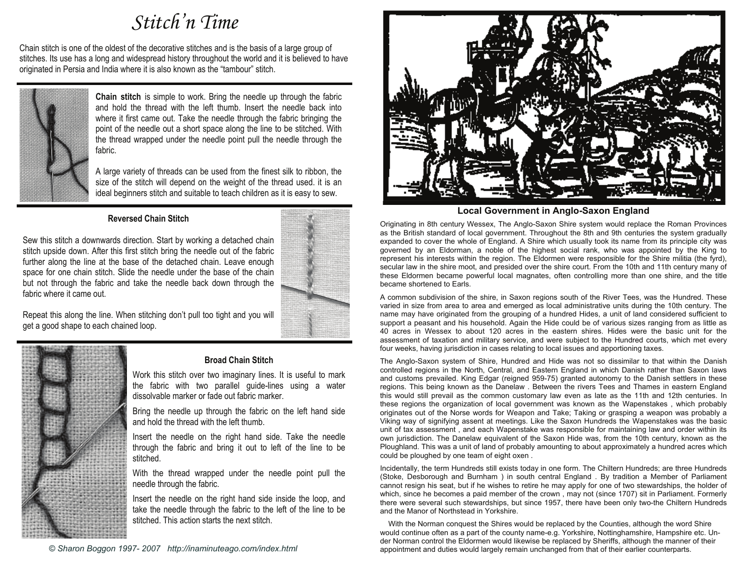# Stitch'n Time

Chain stitch is one of the oldest of the decorative stitches and is the basis of a large group of stitches. Its use has a long and widespread history throughout the world and it is believed to have originated in Persia and India where it is also known as the "tambour" stitch.

**Chain stitch** is simple to work. Bring the needle up through the fabric and hold the thread with the left thumb. Insert the needle back into where it first came out. Take the needle through the fabric bringing the point of the needle out a short space along the line to be stitched. With the thread wrapped under the needle point pull the needle through the fabric.

A large variety of threads can be used from the finest silk to ribbon, the size of the stitch will depend on the weight of the thread used. it is an ideal beginners stitch and suitable to teach children as it is easy to sew.

### Reversed Chain Stitch

Sew this stitch a downwards direction. Start by working a detached chain stitch upside down. After this first stitch bring the needle out of the fabric further along the line at the base of the detached chain. Leave enough space for one chain stitch. Slide the needle under the base of the chain but not through the fabric and take the needle back down through the fabric where it came out.

Repeat this along the line. When stitching don't pull too tight and you will get a good shape to each chained loop.

### Broad Chain Stitch

Work this stitch over two imaginary lines. It is useful to mark the fabric with two parallel guide-lines using a water dissolvable marker or fade out fabric marker.

Bring the needle up through the fabric on the left hand side and hold the thread with the left thumb.

Insert the needle on the right hand side. Take the needle through the fabric and bring it out to left of the line to be stitched.

With the thread wrapped under the needle point pull the needle through the fabric.

Insert the needle on the right hand side inside the loop, and take the needle through the fabric to the left of the line to be stitched. This action starts the next stitch.

*© Sharon Boggon 1997- 2007 http://inaminuteago.com/index.html*

## Local Government in Anglo-Saxon England

Originating in 8th century Wessex, The Anglo-Saxon Shire system would replace the Roman Provinces as the British standard of local government. Throughout the 8th and 9th centuries the system gradually expanded to cover the whole of England. A Shire which usually took its name from its principle city was governed by an Eldorman, a noble of the highest social rank, who was appointed by the King to represent his interests within the region. The Eldormen were responsible for the Shire militia (the fyrd), secular law in the shire moot, and presided over the shire court. From the 10th and 11th century many of these Eldormen became powerful local magnates, often controlling more than one shire, and the title became shortened to Earls.

A common subdivision of the shire, in Saxon regions south of the River Tees, was the Hundred. These varied in size from area to area and emerged as local administrative units during the 10th century. The name may have originated from the grouping of a hundred Hides, a unit of land considered sufficient to support a peasant and his household. Again the Hide could be of various sizes ranging from as little as 40 acres in Wessex to about 120 acres in the eastern shires. Hides were the basic unit for the assessment of taxation and military service, and were subject to the Hundred courts, which met every four weeks, having jurisdiction in cases relating to local issues and apportioning taxes.

The Anglo-Saxon system of Shire, Hundred and Hide was not so dissimilar to that within the Danish controlled regions in the North, Central, and Eastern England in which Danish rather than Saxon laws and customs prevailed. King Edgar (reigned 959-75) granted autonomy to the Danish settlers in these regions. This being known as the Danelaw . Between the rivers Tees and Thames in eastern England this would still prevail as the common customary law even as late as the 11th and 12th centuries. In these regions the organization of local government was known as the Wapenstakes , which probably originates out of the Norse words for Weapon and Take; Taking or grasping a weapon was probably a Viking way of signifying assent at meetings. Like the Saxon Hundreds the Wapenstakes was the basic unit of tax assessment , and each Wapenstake was responsible for maintaining law and order within its own jurisdiction. The Danelaw equivalent of the Saxon Hide was, from the 10th century, known as the Ploughland. This was a unit of land of probably amounting to about approximately a hundred acres which could be ploughed by one team of eight oxen .

Incidentally, the term Hundreds still exists today in one form. The Chiltern Hundreds; are three Hundreds (Stoke, Desborough and Burnham ) in south central England . By tradition a Member of Parliament cannot resign his seat, but if he wishes to retire he may apply for one of two stewardships, the holder of which, since he becomes a paid member of the crown , may not (since 1707) sit in Parliament. Formerly there were several such stewardships, but since 1957, there have been only two-the Chiltern Hundreds and the Manor of Northstead in Yorkshire.

With the Norman conquest the Shires would be replaced by the Counties, although the word Shire would continue often as a part of the county name-e.g. Yorkshire, Nottinghamshire, Hampshire etc. Under Norman control the Eldormen would likewise be replaced by Sheriffs, although the manner of their appointment and duties would largely remain unchanged from that of their earlier counterparts.